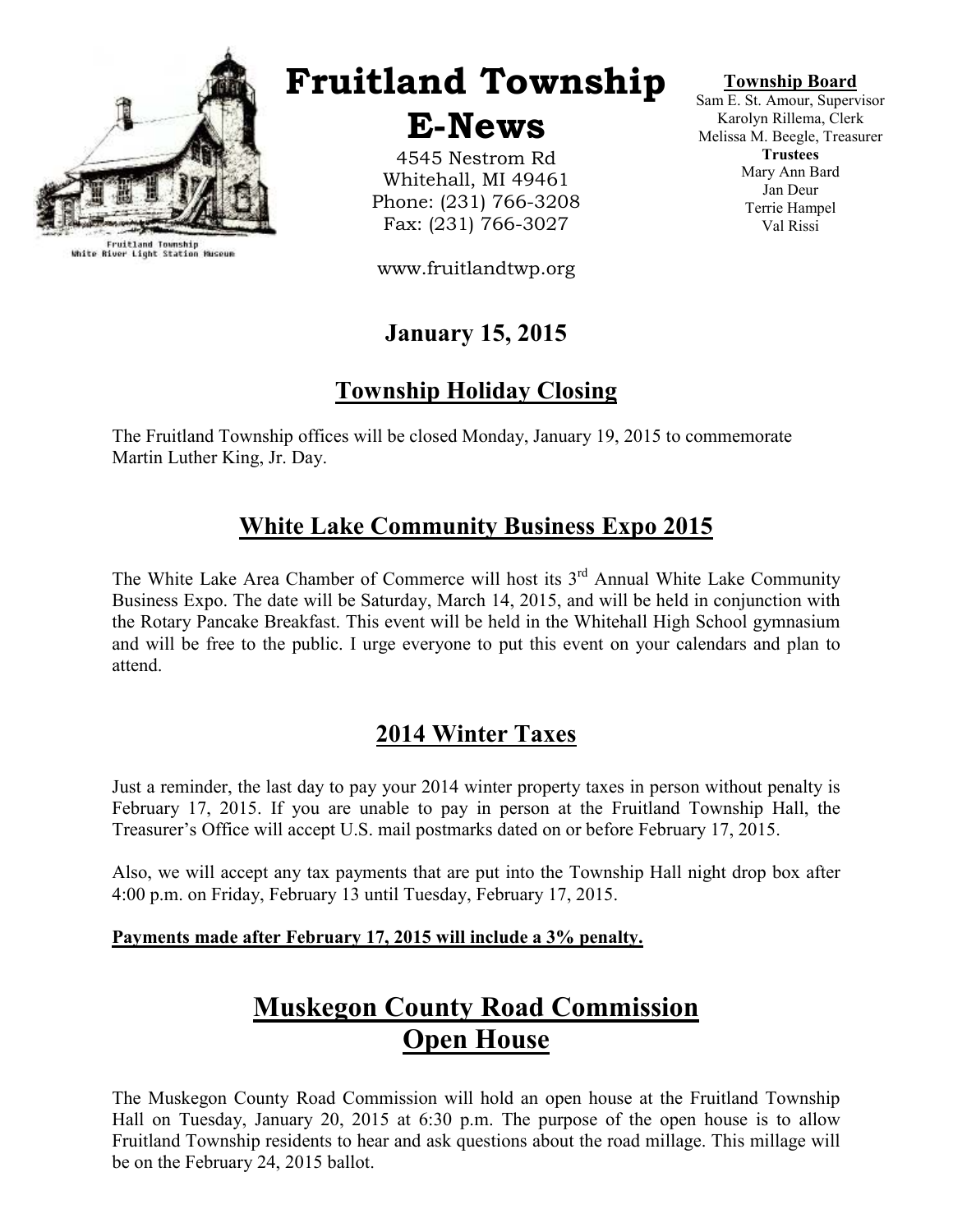Fruitland Township
White River Light Station Museum

# Fruitland Township E-News

4545 Nestrom Rd
Whitehall, MI 49461
Phone: (231) 766-3208
Fax: (231) 766-3027

www.fruitlandtwp.org

**Township Board**
Sam E. St. Amour, Supervisor
Karolyn Rillema, Clerk
Melissa M. Beegle, Treasurer
**Trustees**
Mary Ann Bard
Jan Deur
Terrie Hampel
Val Rissi

**January 15, 2015**

## Township Holiday Closing

The Fruitland Township offices will be closed Monday, January 19, 2015 to commemorate Martin Luther King, Jr. Day.

## White Lake Community Business Expo 2015

The White Lake Area Chamber of Commerce will host its 3rd Annual White Lake Community Business Expo. The date will be Saturday, March 14, 2015, and will be held in conjunction with the Rotary Pancake Breakfast. This event will be held in the Whitehall High School gymnasium and will be free to the public. I urge everyone to put this event on your calendars and plan to attend.

## 2014 Winter Taxes

Just a reminder, the last day to pay your 2014 winter property taxes in person without penalty is February 17, 2015. If you are unable to pay in person at the Fruitland Township Hall, the Treasurer's Office will accept U.S. mail postmarks dated on or before February 17, 2015.

Also, we will accept any tax payments that are put into the Township Hall night drop box after 4:00 p.m. on Friday, February 13 until Tuesday, February 17, 2015.

**Payments made after February 17, 2015 will include a 3% penalty.**

## Muskegon County Road Commission Open House

The Muskegon County Road Commission will hold an open house at the Fruitland Township Hall on Tuesday, January 20, 2015 at 6:30 p.m. The purpose of the open house is to allow Fruitland Township residents to hear and ask questions about the road millage. This millage will be on the February 24, 2015 ballot.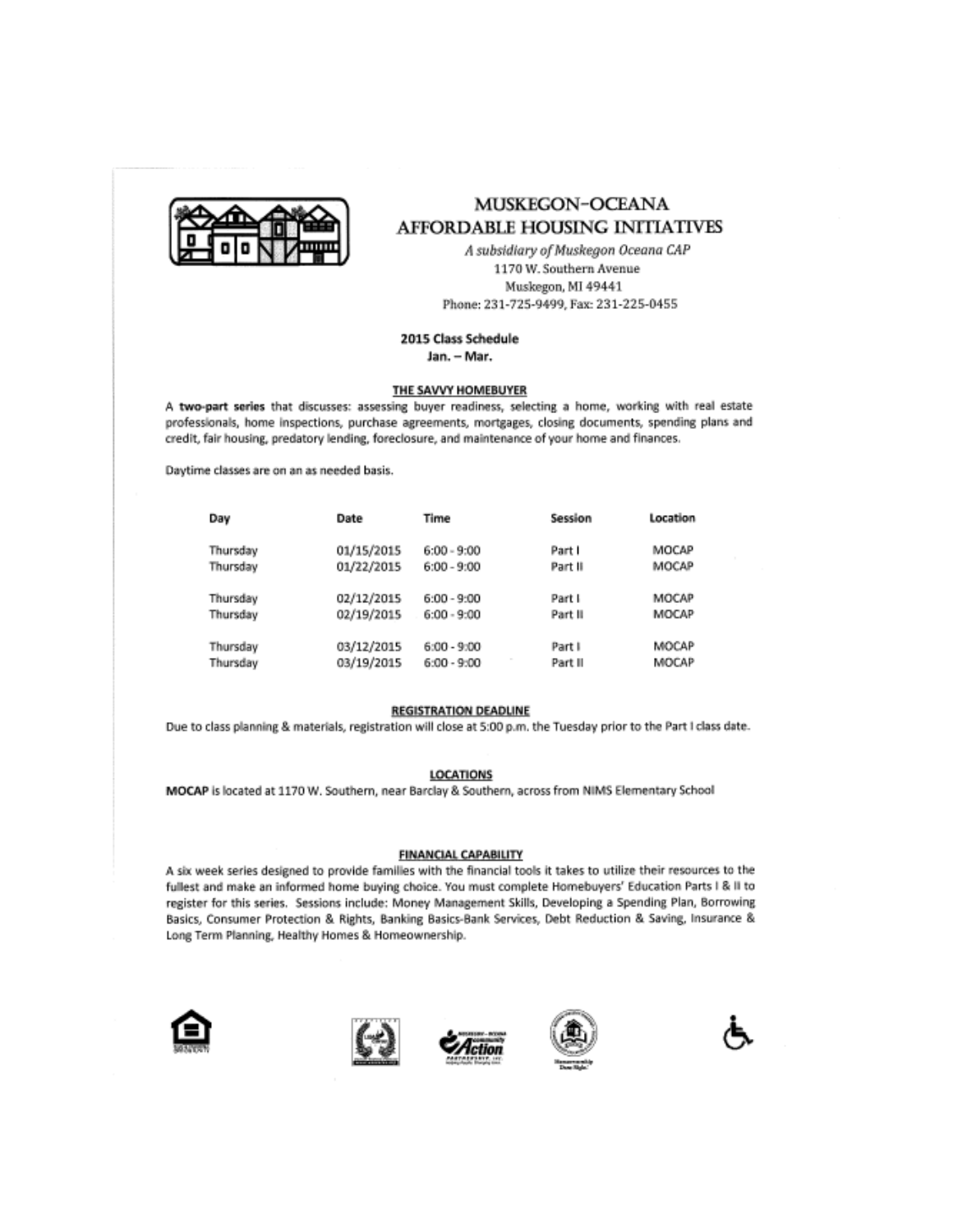# MUSKEGON-OCEANA AFFORDABLE HOUSING INITIATIVES

*A subsidiary of Muskegon Oceana CAP*
1170 W. Southern Avenue
Muskegon, MI 49441
Phone: 231-725-9499, Fax: 231-225-0455

**2015 Class Schedule**
**Jan. – Mar.**

## THE SAVVY HOMEBUYER

A **two-part series** that discusses: assessing buyer readiness, selecting a home, working with real estate professionals, home inspections, purchase agreements, mortgages, closing documents, spending plans and credit, fair housing, predatory lending, foreclosure, and maintenance of your home and finances.

Daytime classes are on an as needed basis.

| Day | Date | Time | Session | Location |
|---|---|---|---|---|
| Thursday | 01/15/2015 | 6:00 - 9:00 | Part I | MOCAP |
| Thursday | 01/22/2015 | 6:00 - 9:00 | Part II | MOCAP |
| Thursday | 02/12/2015 | 6:00 - 9:00 | Part I | MOCAP |
| Thursday | 02/19/2015 | 6:00 - 9:00 | Part II | MOCAP |
| Thursday | 03/12/2015 | 6:00 - 9:00 | Part I | MOCAP |
| Thursday | 03/19/2015 | 6:00 - 9:00 | Part II | MOCAP |

## REGISTRATION DEADLINE

Due to class planning & materials, registration will close at 5:00 p.m. the Tuesday prior to the Part I class date.

## LOCATIONS

**MOCAP** is located at 1170 W. Southern, near Barclay & Southern, across from NIMS Elementary School

## FINANCIAL CAPABILITY

A six week series designed to provide families with the financial tools it takes to utilize their resources to the fullest and make an informed home buying choice. You must complete Homebuyers' Education Parts I & II to register for this series. Sessions include: Money Management Skills, Developing a Spending Plan, Borrowing Basics, Consumer Protection & Rights, Banking Basics-Bank Services, Debt Reduction & Saving, Insurance & Long Term Planning, Healthy Homes & Homeownership.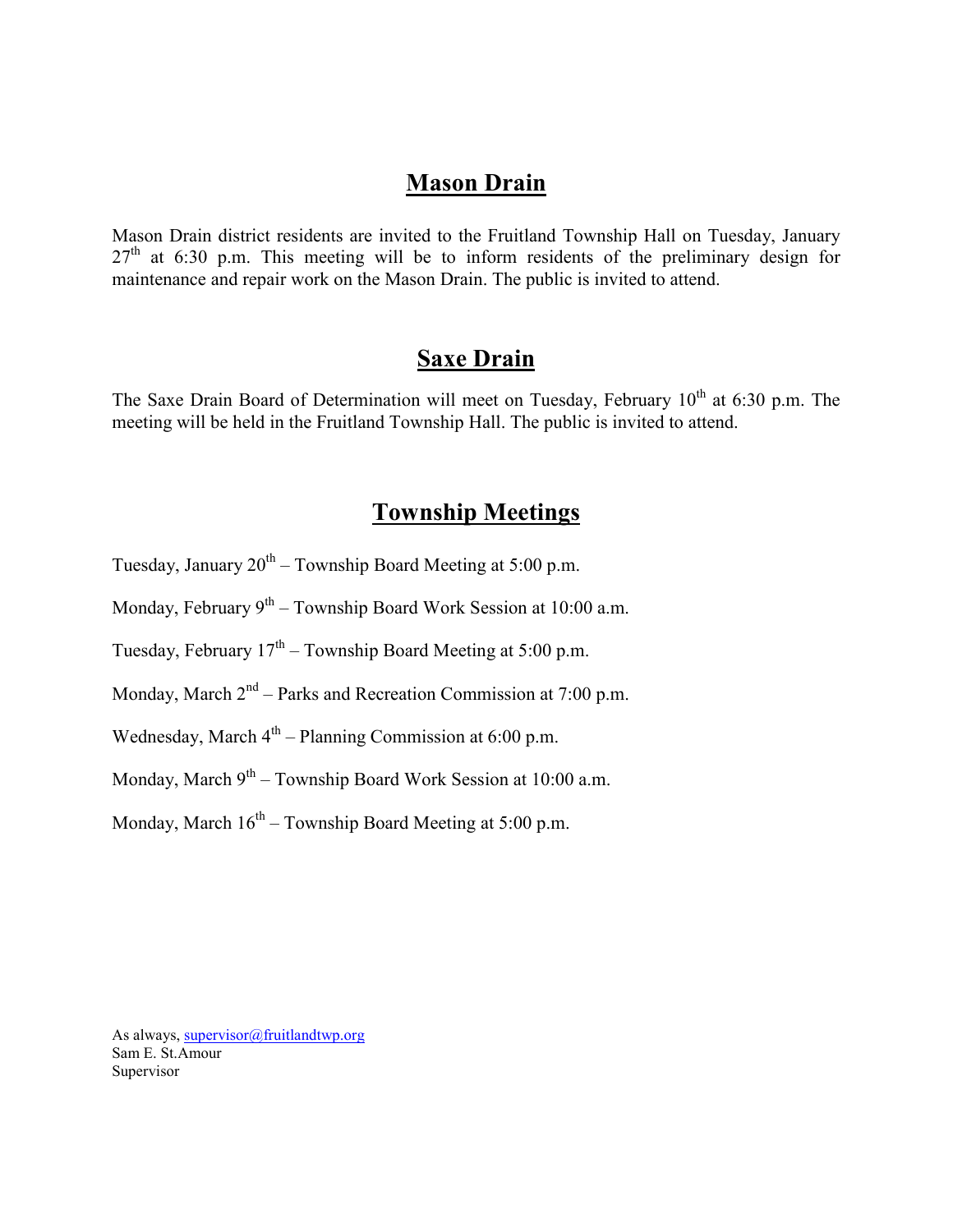## Mason Drain

Mason Drain district residents are invited to the Fruitland Township Hall on Tuesday, January 27th at 6:30 p.m. This meeting will be to inform residents of the preliminary design for maintenance and repair work on the Mason Drain. The public is invited to attend.

## Saxe Drain

The Saxe Drain Board of Determination will meet on Tuesday, February 10th at 6:30 p.m. The meeting will be held in the Fruitland Township Hall. The public is invited to attend.

## Township Meetings

Tuesday, January 20th – Township Board Meeting at 5:00 p.m.

Monday, February 9th – Township Board Work Session at 10:00 a.m.

Tuesday, February 17th – Township Board Meeting at 5:00 p.m.

Monday, March 2nd – Parks and Recreation Commission at 7:00 p.m.

Wednesday, March 4th – Planning Commission at 6:00 p.m.

Monday, March 9th – Township Board Work Session at 10:00 a.m.

Monday, March 16th – Township Board Meeting at 5:00 p.m.

As always, supervisor@fruitlandtwp.org
Sam E. St.Amour
Supervisor